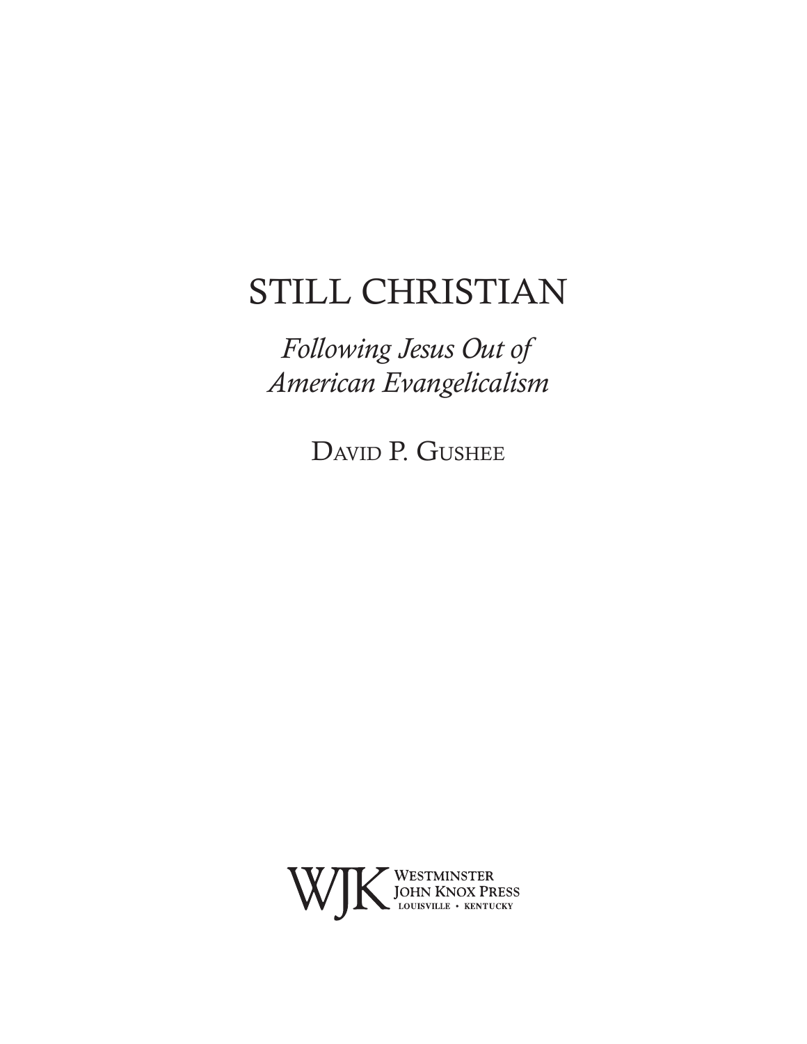# STILL CHRISTIAN

*Following Jesus Out of American Evangelicalism*

DAVID P. GUSHEE

WJK WESTMINSTER JOHN KNOX PRESS
LOUISVILLE • KENTUCKY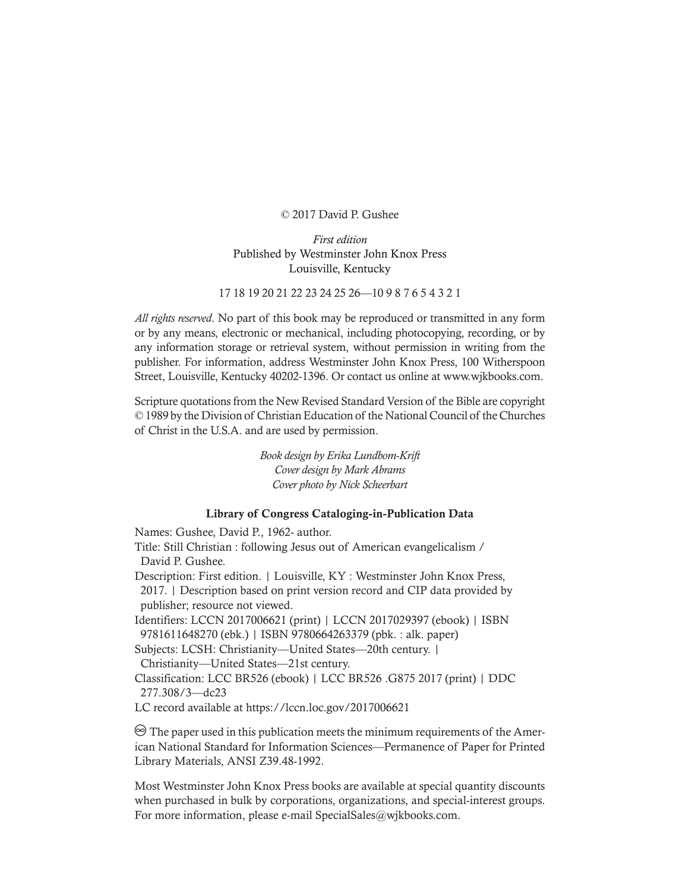© 2017 David P. Gushee

*First edition*
Published by Westminster John Knox Press
Louisville, Kentucky

17 18 19 20 21 22 23 24 25 26—10 9 8 7 6 5 4 3 2 1

*All rights reserved*. No part of this book may be reproduced or transmitted in any form or by any means, electronic or mechanical, including photocopying, recording, or by any information storage or retrieval system, without permission in writing from the publisher. For information, address Westminster John Knox Press, 100 Witherspoon Street, Louisville, Kentucky 40202-1396. Or contact us online at www.wjkbooks.com.

Scripture quotations from the New Revised Standard Version of the Bible are copyright © 1989 by the Division of Christian Education of the National Council of the Churches of Christ in the U.S.A. and are used by permission.

*Book design by Erika Lundbom-Krift*
*Cover design by Mark Abrams*
*Cover photo by Nick Scheerbart*

**Library of Congress Cataloging-in-Publication Data**

Names: Gushee, David P., 1962- author.
Title: Still Christian : following Jesus out of American evangelicalism / David P. Gushee.
Description: First edition. | Louisville, KY : Westminster John Knox Press, 2017. | Description based on print version record and CIP data provided by publisher; resource not viewed.
Identifiers: LCCN 2017006621 (print) | LCCN 2017029397 (ebook) | ISBN 9781611648270 (ebk.) | ISBN 9780664263379 (pbk. : alk. paper)
Subjects: LCSH: Christianity—United States—20th century. | Christianity—United States—21st century.
Classification: LCC BR526 (ebook) | LCC BR526 .G875 2017 (print) | DDC 277.308/3—dc23
LC record available at https://lccn.loc.gov/2017006621

♾ The paper used in this publication meets the minimum requirements of the American National Standard for Information Sciences—Permanence of Paper for Printed Library Materials, ANSI Z39.48-1992.

Most Westminster John Knox Press books are available at special quantity discounts when purchased in bulk by corporations, organizations, and special-interest groups. For more information, please e-mail SpecialSales@wjkbooks.com.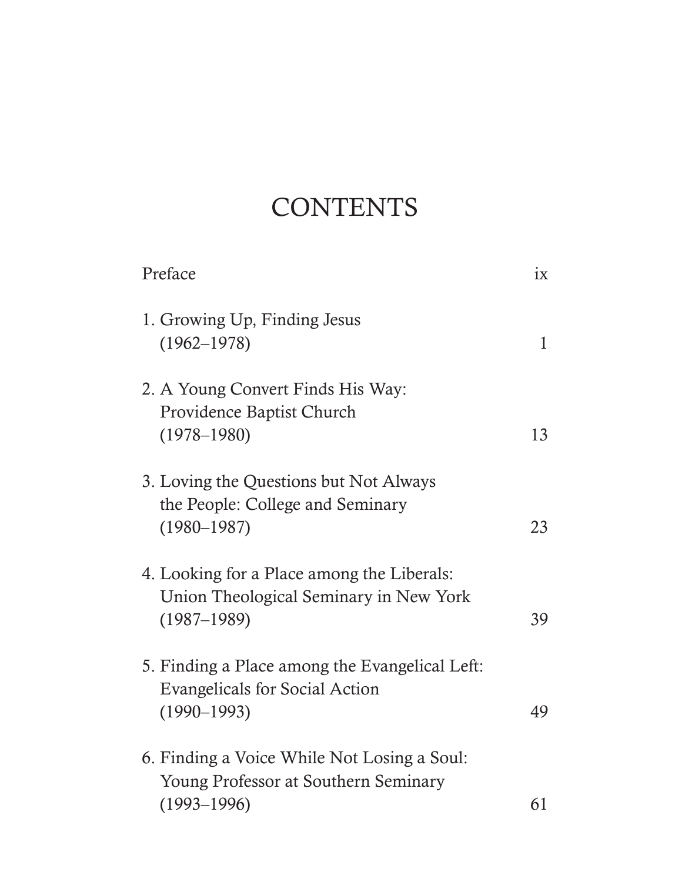# CONTENTS

| | |
|---|---|
| Preface | ix |
| 1. Growing Up, Finding Jesus (1962–1978) | 1 |
| 2. A Young Convert Finds His Way: Providence Baptist Church (1978–1980) | 13 |
| 3. Loving the Questions but Not Always the People: College and Seminary (1980–1987) | 23 |
| 4. Looking for a Place among the Liberals: Union Theological Seminary in New York (1987–1989) | 39 |
| 5. Finding a Place among the Evangelical Left: Evangelicals for Social Action (1990–1993) | 49 |
| 6. Finding a Voice While Not Losing a Soul: Young Professor at Southern Seminary (1993–1996) | 61 |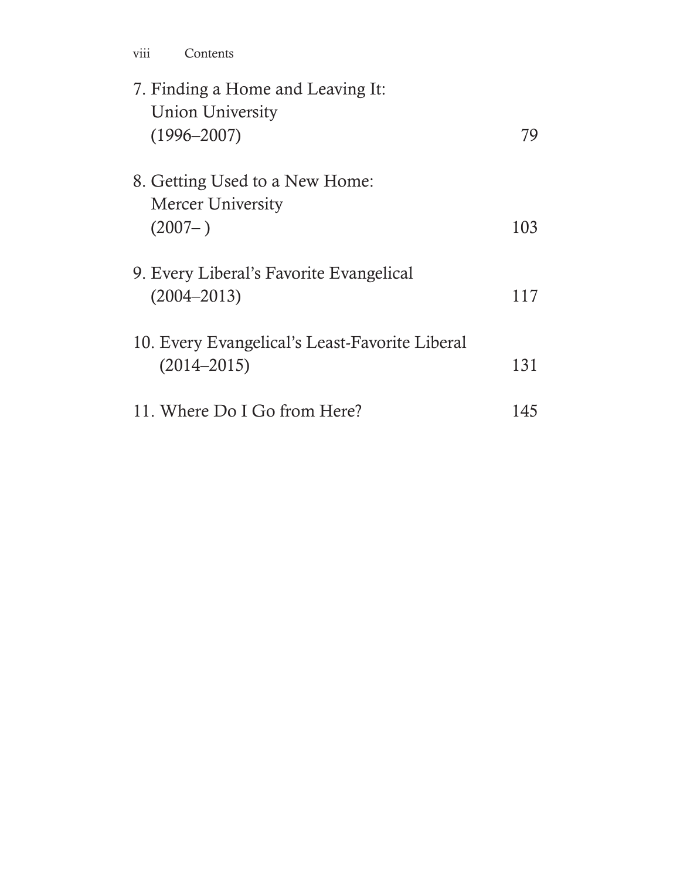7. Finding a Home and Leaving It: Union University (1996–2007) 79

8. Getting Used to a New Home: Mercer University (2007– ) 103

9. Every Liberal's Favorite Evangelical (2004–2013) 117

10. Every Evangelical's Least-Favorite Liberal (2014–2015) 131

11. Where Do I Go from Here? 145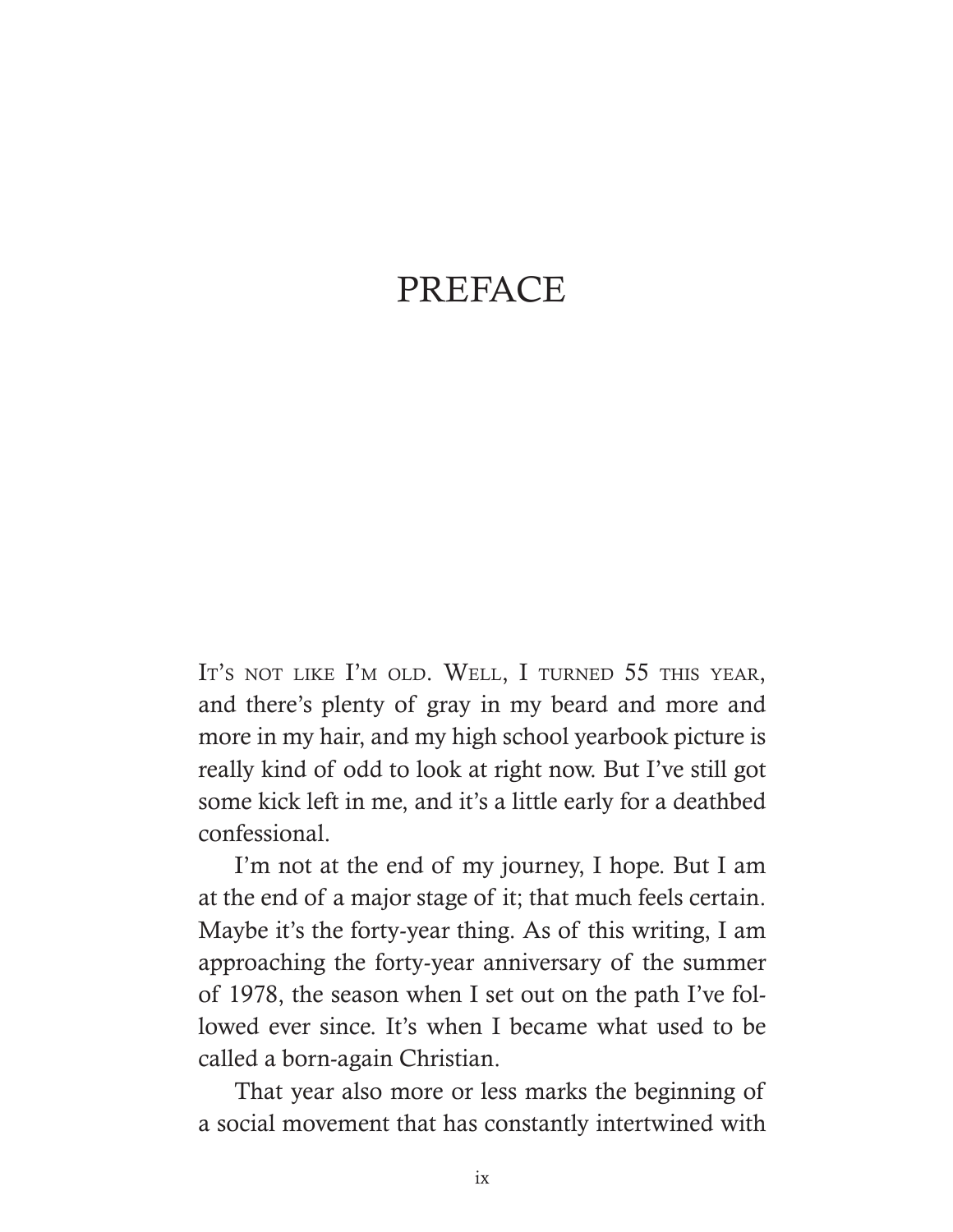# PREFACE

It's not like I'm old. Well, I turned 55 this year, and there's plenty of gray in my beard and more and more in my hair, and my high school yearbook picture is really kind of odd to look at right now. But I've still got some kick left in me, and it's a little early for a deathbed confessional.

I'm not at the end of my journey, I hope. But I am at the end of a major stage of it; that much feels certain. Maybe it's the forty-year thing. As of this writing, I am approaching the forty-year anniversary of the summer of 1978, the season when I set out on the path I've followed ever since. It's when I became what used to be called a born-again Christian.

That year also more or less marks the beginning of a social movement that has constantly intertwined with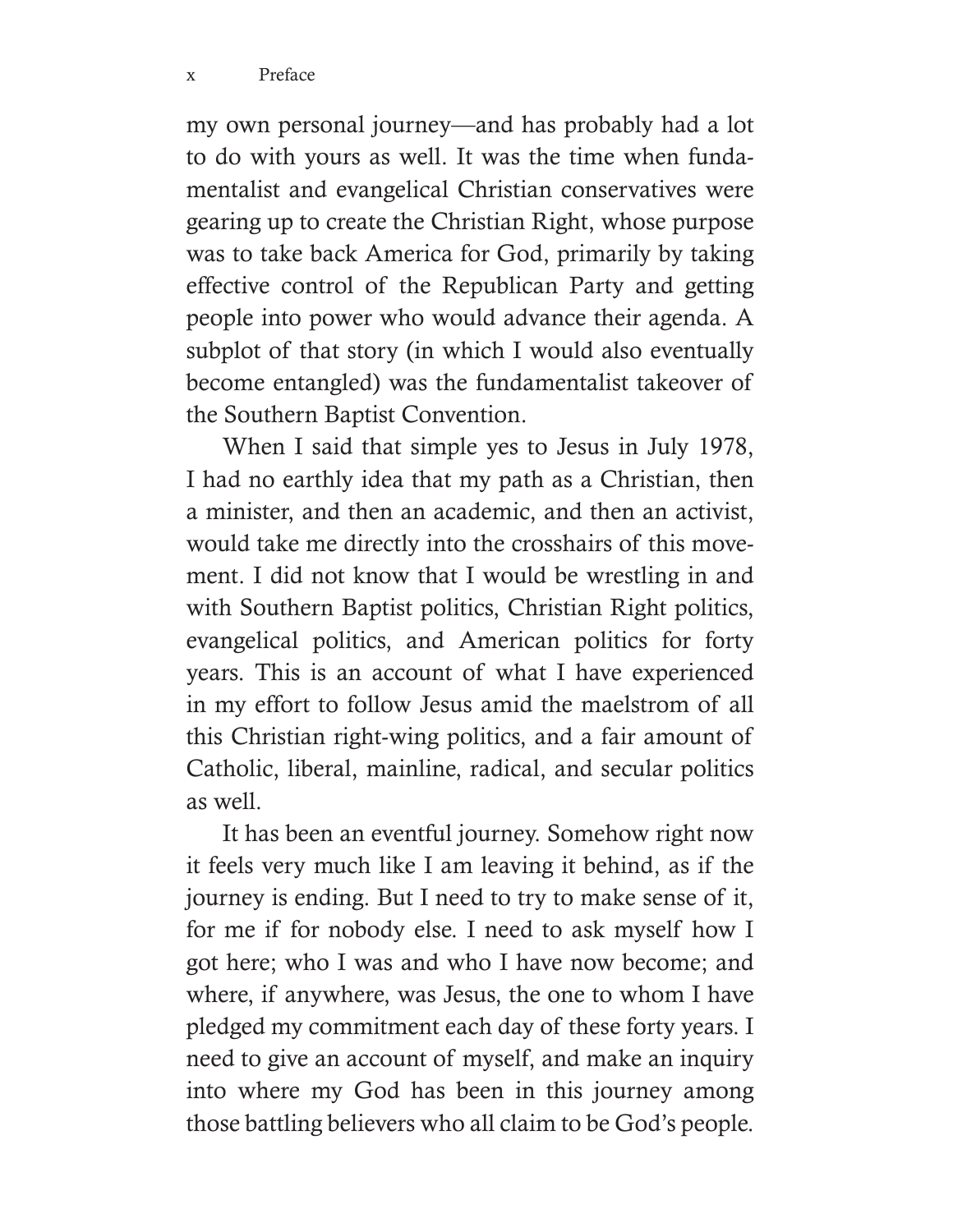my own personal journey—and has probably had a lot to do with yours as well. It was the time when fundamentalist and evangelical Christian conservatives were gearing up to create the Christian Right, whose purpose was to take back America for God, primarily by taking effective control of the Republican Party and getting people into power who would advance their agenda. A subplot of that story (in which I would also eventually become entangled) was the fundamentalist takeover of the Southern Baptist Convention.

When I said that simple yes to Jesus in July 1978, I had no earthly idea that my path as a Christian, then a minister, and then an academic, and then an activist, would take me directly into the crosshairs of this movement. I did not know that I would be wrestling in and with Southern Baptist politics, Christian Right politics, evangelical politics, and American politics for forty years. This is an account of what I have experienced in my effort to follow Jesus amid the maelstrom of all this Christian right-wing politics, and a fair amount of Catholic, liberal, mainline, radical, and secular politics as well.

It has been an eventful journey. Somehow right now it feels very much like I am leaving it behind, as if the journey is ending. But I need to try to make sense of it, for me if for nobody else. I need to ask myself how I got here; who I was and who I have now become; and where, if anywhere, was Jesus, the one to whom I have pledged my commitment each day of these forty years. I need to give an account of myself, and make an inquiry into where my God has been in this journey among those battling believers who all claim to be God's people.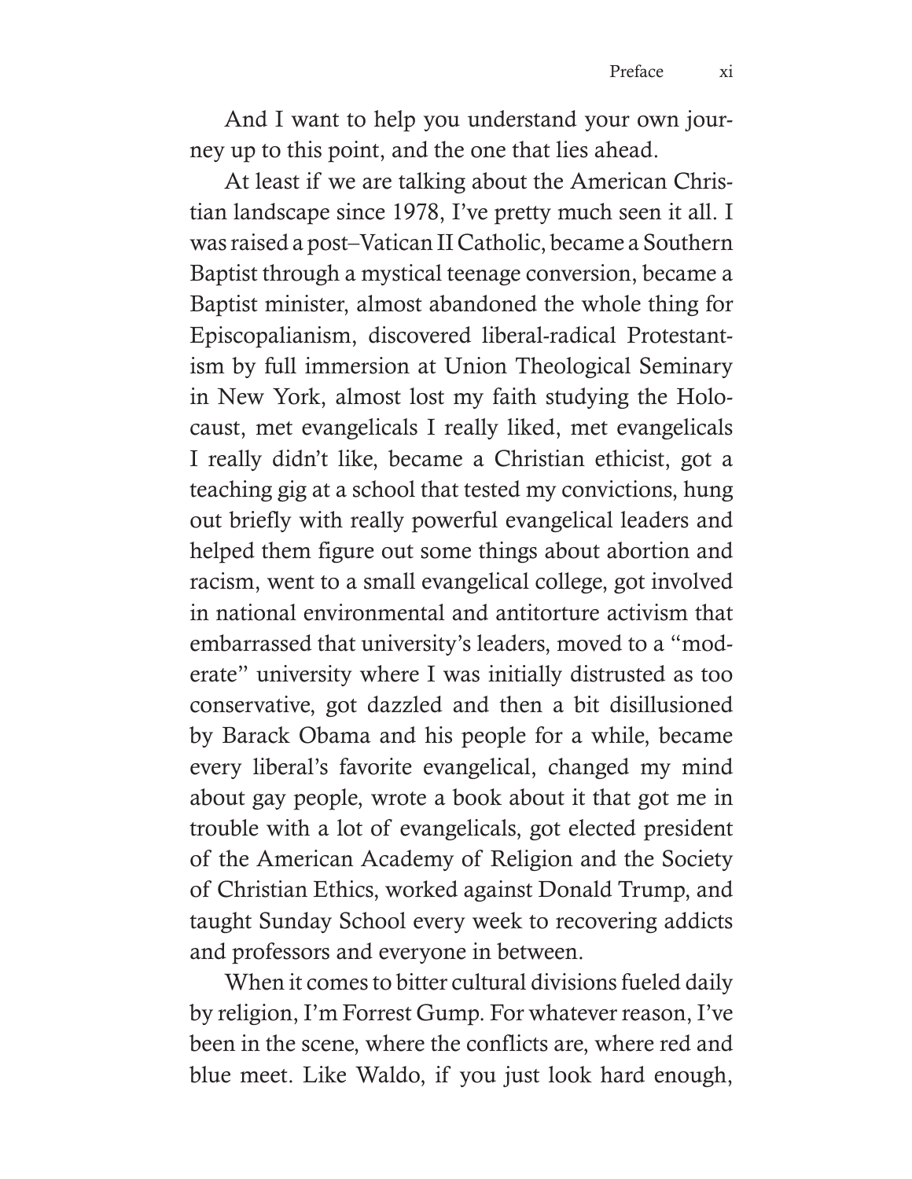And I want to help you understand your own journey up to this point, and the one that lies ahead.

At least if we are talking about the American Christian landscape since 1978, I've pretty much seen it all. I was raised a post–Vatican II Catholic, became a Southern Baptist through a mystical teenage conversion, became a Baptist minister, almost abandoned the whole thing for Episcopalianism, discovered liberal-radical Protestantism by full immersion at Union Theological Seminary in New York, almost lost my faith studying the Holocaust, met evangelicals I really liked, met evangelicals I really didn't like, became a Christian ethicist, got a teaching gig at a school that tested my convictions, hung out briefly with really powerful evangelical leaders and helped them figure out some things about abortion and racism, went to a small evangelical college, got involved in national environmental and antitorture activism that embarrassed that university's leaders, moved to a "moderate" university where I was initially distrusted as too conservative, got dazzled and then a bit disillusioned by Barack Obama and his people for a while, became every liberal's favorite evangelical, changed my mind about gay people, wrote a book about it that got me in trouble with a lot of evangelicals, got elected president of the American Academy of Religion and the Society of Christian Ethics, worked against Donald Trump, and taught Sunday School every week to recovering addicts and professors and everyone in between.

When it comes to bitter cultural divisions fueled daily by religion, I'm Forrest Gump. For whatever reason, I've been in the scene, where the conflicts are, where red and blue meet. Like Waldo, if you just look hard enough,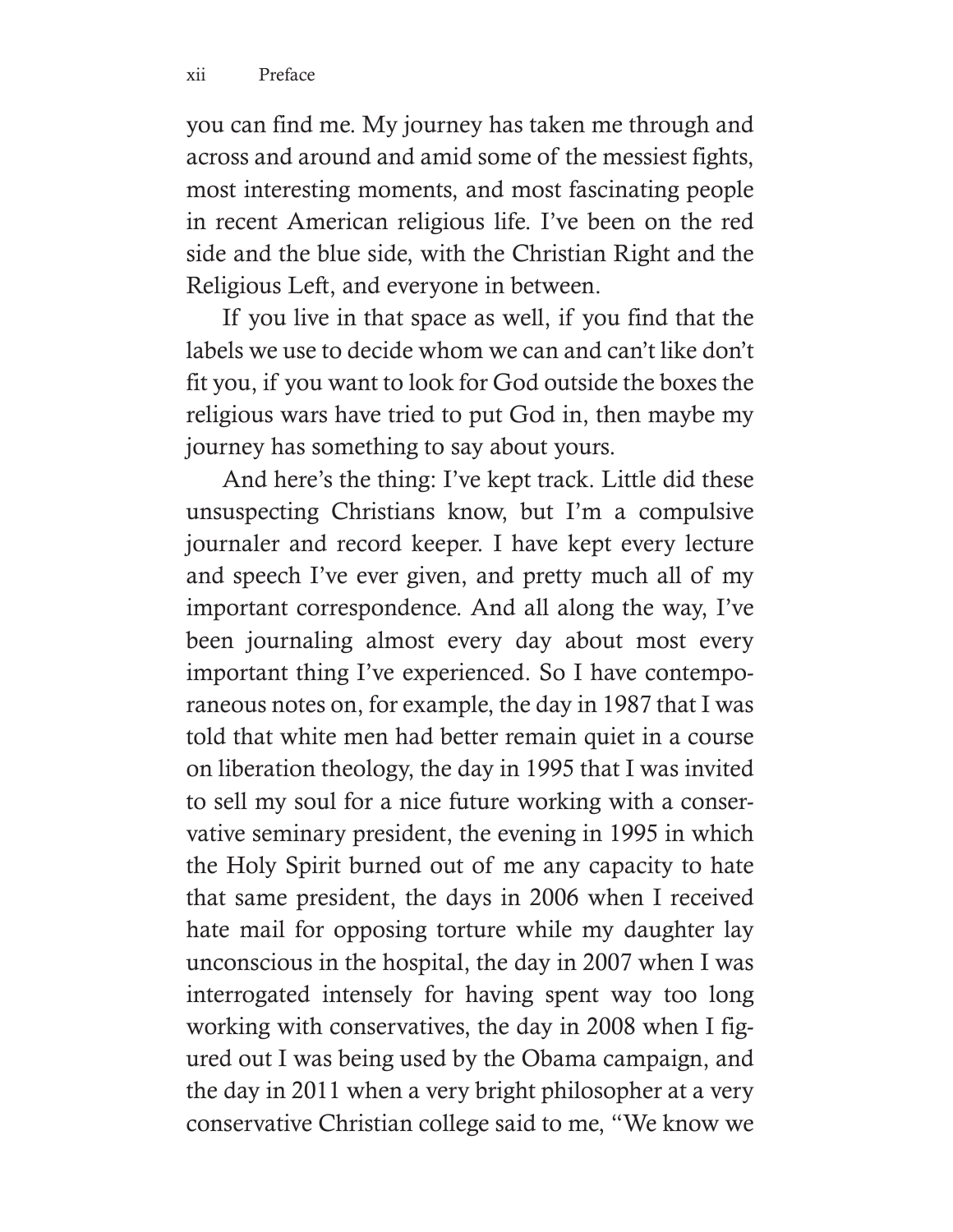you can find me. My journey has taken me through and across and around and amid some of the messiest fights, most interesting moments, and most fascinating people in recent American religious life. I've been on the red side and the blue side, with the Christian Right and the Religious Left, and everyone in between.

If you live in that space as well, if you find that the labels we use to decide whom we can and can't like don't fit you, if you want to look for God outside the boxes the religious wars have tried to put God in, then maybe my journey has something to say about yours.

And here's the thing: I've kept track. Little did these unsuspecting Christians know, but I'm a compulsive journaler and record keeper. I have kept every lecture and speech I've ever given, and pretty much all of my important correspondence. And all along the way, I've been journaling almost every day about most every important thing I've experienced. So I have contemporaneous notes on, for example, the day in 1987 that I was told that white men had better remain quiet in a course on liberation theology, the day in 1995 that I was invited to sell my soul for a nice future working with a conservative seminary president, the evening in 1995 in which the Holy Spirit burned out of me any capacity to hate that same president, the days in 2006 when I received hate mail for opposing torture while my daughter lay unconscious in the hospital, the day in 2007 when I was interrogated intensely for having spent way too long working with conservatives, the day in 2008 when I figured out I was being used by the Obama campaign, and the day in 2011 when a very bright philosopher at a very conservative Christian college said to me, "We know we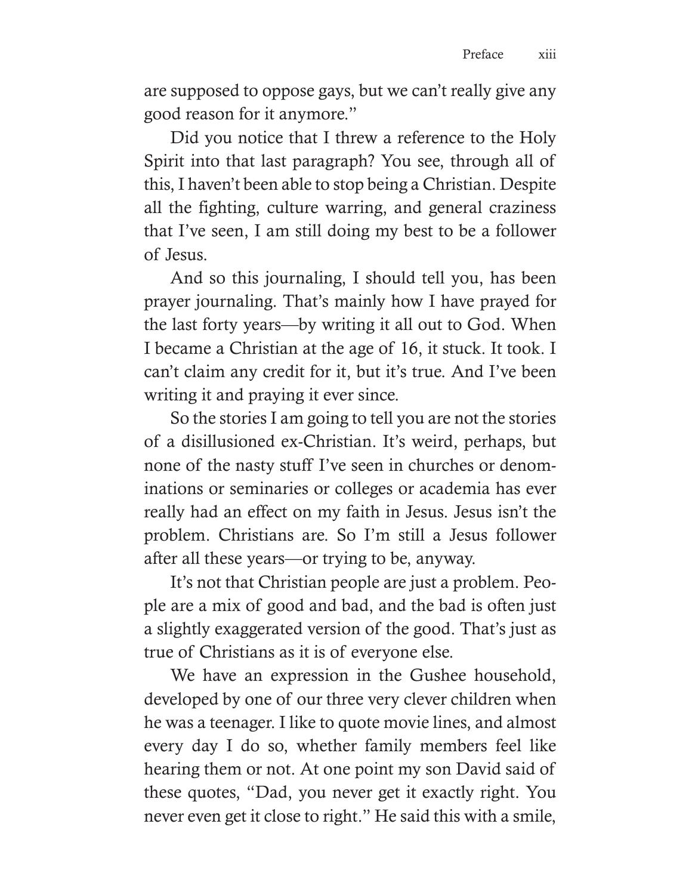are supposed to oppose gays, but we can't really give any good reason for it anymore."

Did you notice that I threw a reference to the Holy Spirit into that last paragraph? You see, through all of this, I haven't been able to stop being a Christian. Despite all the fighting, culture warring, and general craziness that I've seen, I am still doing my best to be a follower of Jesus.

And so this journaling, I should tell you, has been prayer journaling. That's mainly how I have prayed for the last forty years—by writing it all out to God. When I became a Christian at the age of 16, it stuck. It took. I can't claim any credit for it, but it's true. And I've been writing it and praying it ever since.

So the stories I am going to tell you are not the stories of a disillusioned ex-Christian. It's weird, perhaps, but none of the nasty stuff I've seen in churches or denominations or seminaries or colleges or academia has ever really had an effect on my faith in Jesus. Jesus isn't the problem. Christians are. So I'm still a Jesus follower after all these years—or trying to be, anyway.

It's not that Christian people are just a problem. People are a mix of good and bad, and the bad is often just a slightly exaggerated version of the good. That's just as true of Christians as it is of everyone else.

We have an expression in the Gushee household, developed by one of our three very clever children when he was a teenager. I like to quote movie lines, and almost every day I do so, whether family members feel like hearing them or not. At one point my son David said of these quotes, "Dad, you never get it exactly right. You never even get it close to right." He said this with a smile,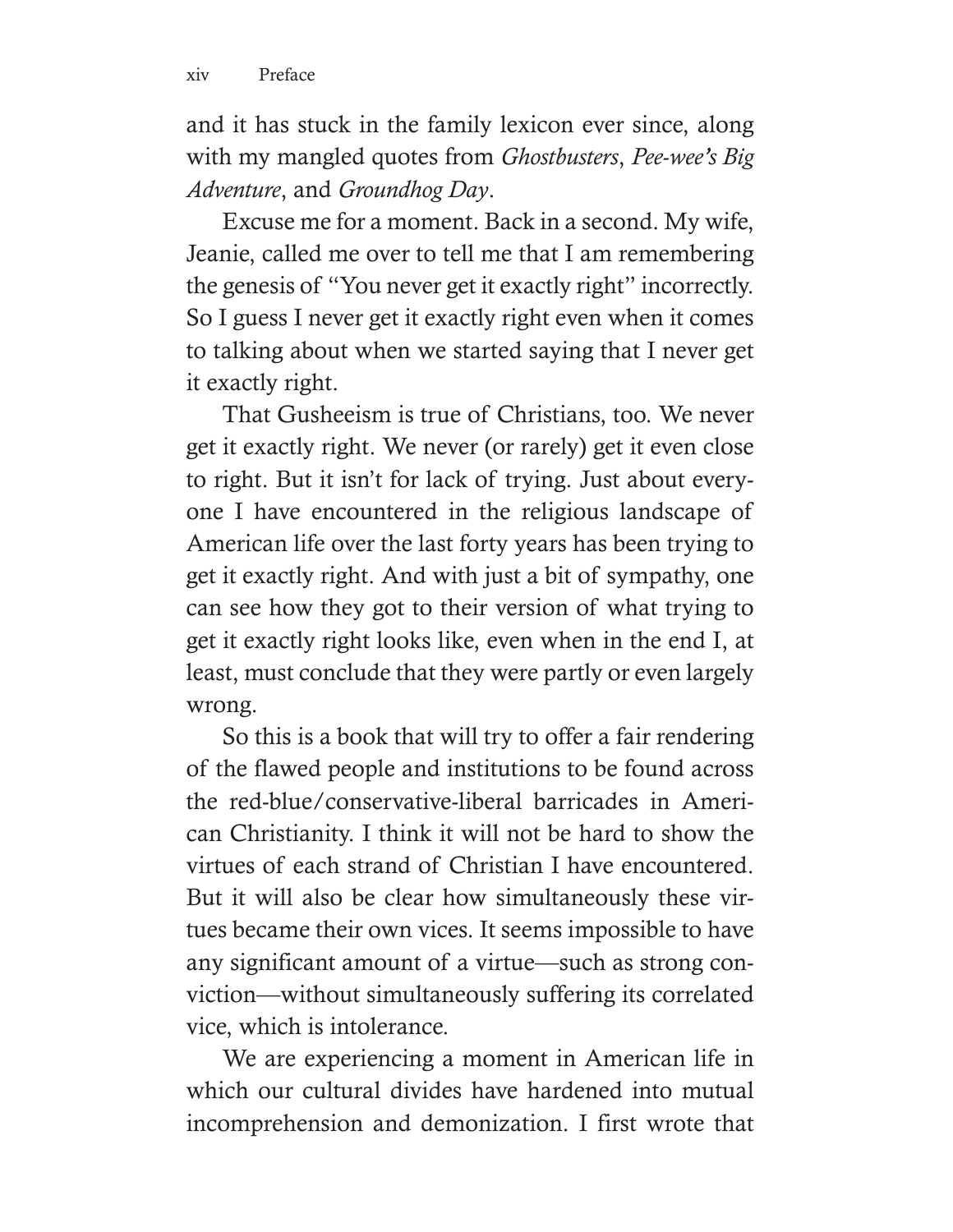and it has stuck in the family lexicon ever since, along with my mangled quotes from *Ghostbusters*, *Pee-wee's Big Adventure*, and *Groundhog Day*.

Excuse me for a moment. Back in a second. My wife, Jeanie, called me over to tell me that I am remembering the genesis of "You never get it exactly right" incorrectly. So I guess I never get it exactly right even when it comes to talking about when we started saying that I never get it exactly right.

That Gusheeism is true of Christians, too. We never get it exactly right. We never (or rarely) get it even close to right. But it isn't for lack of trying. Just about everyone I have encountered in the religious landscape of American life over the last forty years has been trying to get it exactly right. And with just a bit of sympathy, one can see how they got to their version of what trying to get it exactly right looks like, even when in the end I, at least, must conclude that they were partly or even largely wrong.

So this is a book that will try to offer a fair rendering of the flawed people and institutions to be found across the red-blue/conservative-liberal barricades in American Christianity. I think it will not be hard to show the virtues of each strand of Christian I have encountered. But it will also be clear how simultaneously these virtues became their own vices. It seems impossible to have any significant amount of a virtue—such as strong conviction—without simultaneously suffering its correlated vice, which is intolerance.

We are experiencing a moment in American life in which our cultural divides have hardened into mutual incomprehension and demonization. I first wrote that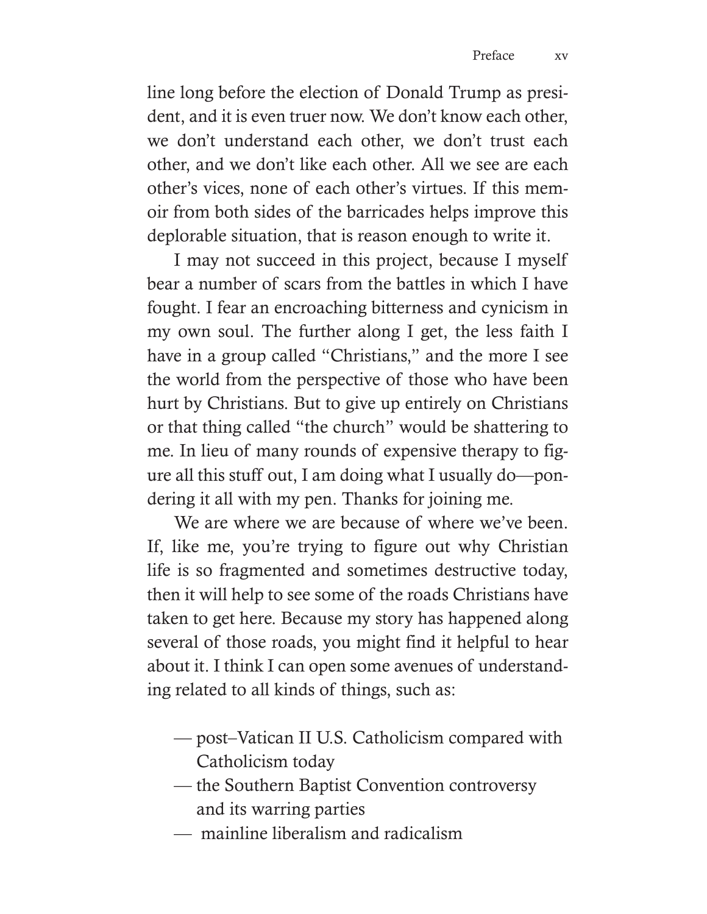line long before the election of Donald Trump as president, and it is even truer now. We don't know each other, we don't understand each other, we don't trust each other, and we don't like each other. All we see are each other's vices, none of each other's virtues. If this memoir from both sides of the barricades helps improve this deplorable situation, that is reason enough to write it.

I may not succeed in this project, because I myself bear a number of scars from the battles in which I have fought. I fear an encroaching bitterness and cynicism in my own soul. The further along I get, the less faith I have in a group called "Christians," and the more I see the world from the perspective of those who have been hurt by Christians. But to give up entirely on Christians or that thing called "the church" would be shattering to me. In lieu of many rounds of expensive therapy to figure all this stuff out, I am doing what I usually do—pondering it all with my pen. Thanks for joining me.

We are where we are because of where we've been. If, like me, you're trying to figure out why Christian life is so fragmented and sometimes destructive today, then it will help to see some of the roads Christians have taken to get here. Because my story has happened along several of those roads, you might find it helpful to hear about it. I think I can open some avenues of understanding related to all kinds of things, such as:

- post–Vatican II U.S. Catholicism compared with Catholicism today
- the Southern Baptist Convention controversy and its warring parties
- mainline liberalism and radicalism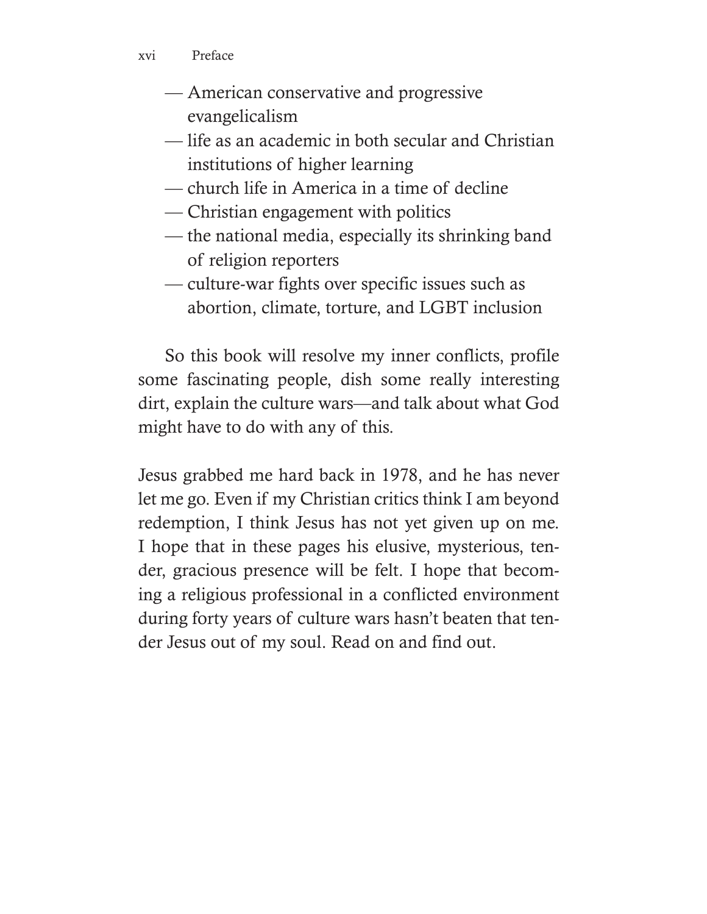— American conservative and progressive evangelicalism
— life as an academic in both secular and Christian institutions of higher learning
— church life in America in a time of decline
— Christian engagement with politics
— the national media, especially its shrinking band of religion reporters
— culture-war fights over specific issues such as abortion, climate, torture, and LGBT inclusion

So this book will resolve my inner conflicts, profile some fascinating people, dish some really interesting dirt, explain the culture wars—and talk about what God might have to do with any of this.

Jesus grabbed me hard back in 1978, and he has never let me go. Even if my Christian critics think I am beyond redemption, I think Jesus has not yet given up on me. I hope that in these pages his elusive, mysterious, tender, gracious presence will be felt. I hope that becoming a religious professional in a conflicted environment during forty years of culture wars hasn't beaten that tender Jesus out of my soul. Read on and find out.